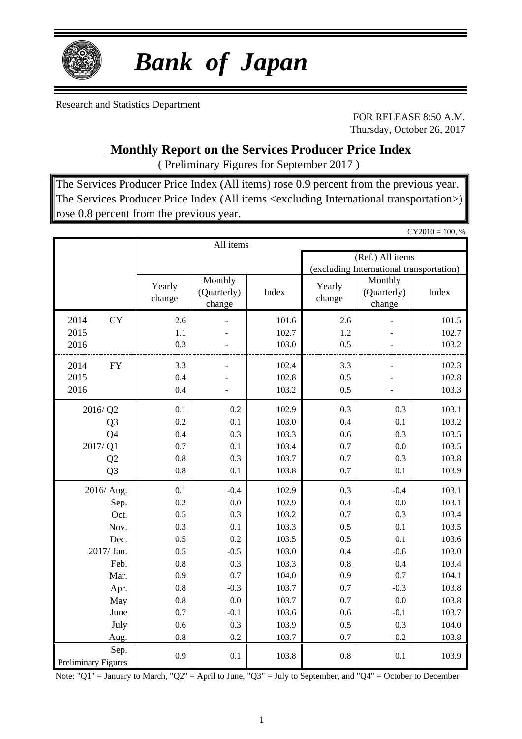# *Bank of Japan*

Research and Statistics Department

FOR RELEASE 8:50 A.M.
Thursday, October 26, 2017

## Monthly Report on the Services Producer Price Index

( Preliminary Figures for September 2017 )

The Services Producer Price Index (All items) rose 0.9 percent from the previous year.
The Services Producer Price Index (All items <excluding International transportation>) rose 0.8 percent from the previous year.

CY2010 = 100, %

| | All items | | | | | |
|---|---|---|---|---|---|---|
| | | | | (Ref.) All items (excluding International transportation) | | |
| | Yearly change | Monthly (Quarterly) change | Index | Yearly change | Monthly (Quarterly) change | Index |
| 2014 CY | 2.6 | - | 101.6 | 2.6 | - | 101.5 |
| 2015 | 1.1 | - | 102.7 | 1.2 | - | 102.7 |
| 2016 | 0.3 | - | 103.0 | 0.5 | - | 103.2 |
| 2014 FY | 3.3 | - | 102.4 | 3.3 | - | 102.3 |
| 2015 | 0.4 | - | 102.8 | 0.5 | - | 102.8 |
| 2016 | 0.4 | - | 103.2 | 0.5 | - | 103.3 |
| 2016/ Q2 | 0.1 | 0.2 | 102.9 | 0.3 | 0.3 | 103.1 |
| Q3 | 0.2 | 0.1 | 103.0 | 0.4 | 0.1 | 103.2 |
| Q4 | 0.4 | 0.3 | 103.3 | 0.6 | 0.3 | 103.5 |
| 2017/ Q1 | 0.7 | 0.1 | 103.4 | 0.7 | 0.0 | 103.5 |
| Q2 | 0.8 | 0.3 | 103.7 | 0.7 | 0.3 | 103.8 |
| Q3 | 0.8 | 0.1 | 103.8 | 0.7 | 0.1 | 103.9 |
| 2016/ Aug. | 0.1 | -0.4 | 102.9 | 0.3 | -0.4 | 103.1 |
| Sep. | 0.2 | 0.0 | 102.9 | 0.4 | 0.0 | 103.1 |
| Oct. | 0.5 | 0.3 | 103.2 | 0.7 | 0.3 | 103.4 |
| Nov. | 0.3 | 0.1 | 103.3 | 0.5 | 0.1 | 103.5 |
| Dec. | 0.5 | 0.2 | 103.5 | 0.5 | 0.1 | 103.6 |
| 2017/ Jan. | 0.5 | -0.5 | 103.0 | 0.4 | -0.6 | 103.0 |
| Feb. | 0.8 | 0.3 | 103.3 | 0.8 | 0.4 | 103.4 |
| Mar. | 0.9 | 0.7 | 104.0 | 0.9 | 0.7 | 104.1 |
| Apr. | 0.8 | -0.3 | 103.7 | 0.7 | -0.3 | 103.8 |
| May | 0.8 | 0.0 | 103.7 | 0.7 | 0.0 | 103.8 |
| June | 0.7 | -0.1 | 103.6 | 0.6 | -0.1 | 103.7 |
| July | 0.6 | 0.3 | 103.9 | 0.5 | 0.3 | 104.0 |
| Aug. | 0.8 | -0.2 | 103.7 | 0.7 | -0.2 | 103.8 |
| Sep. Preliminary Figures | 0.9 | 0.1 | 103.8 | 0.8 | 0.1 | 103.9 |

Note: "Q1" = January to March, "Q2" = April to June, "Q3" = July to September, and "Q4" = October to December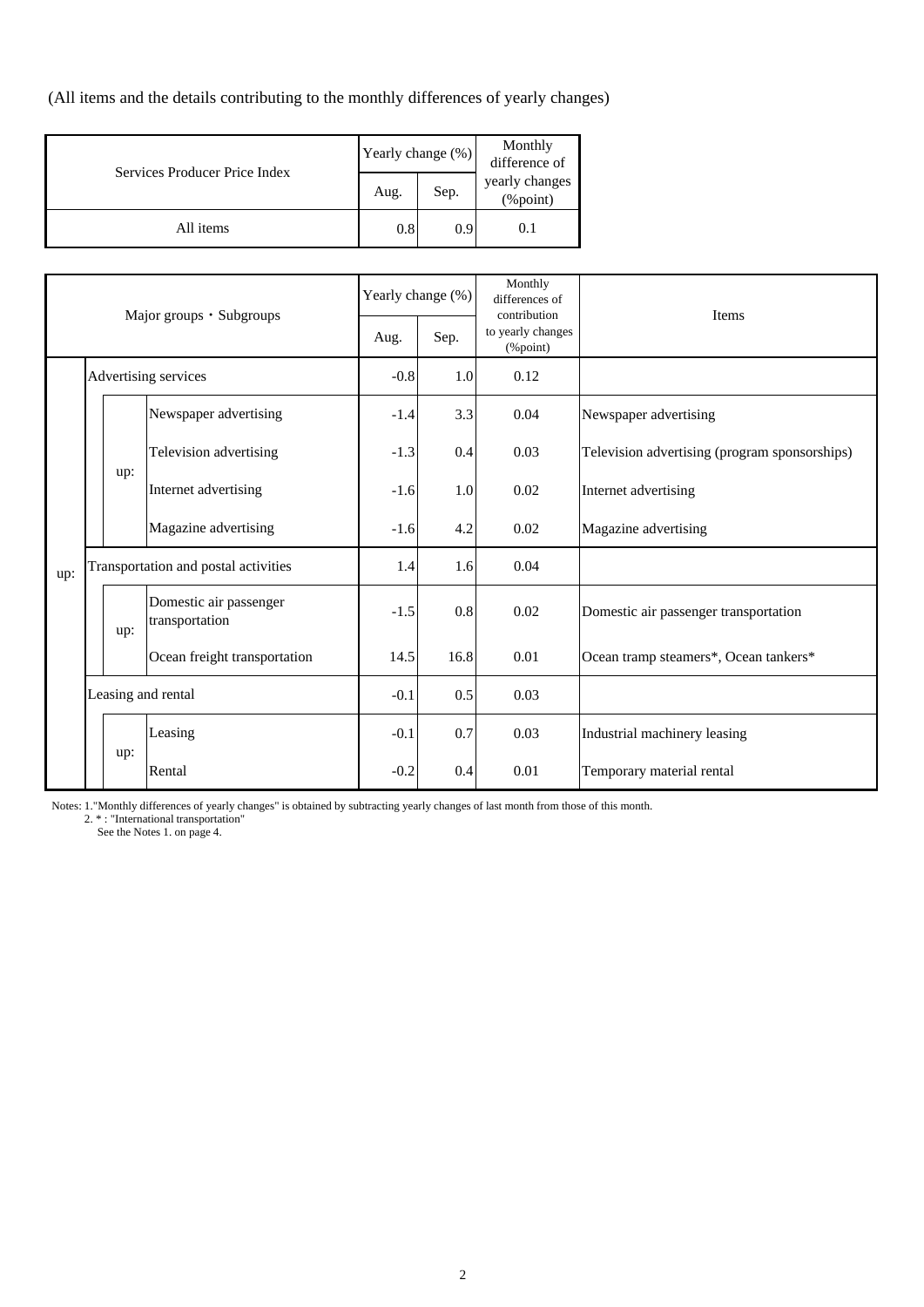(All items and the details contributing to the monthly differences of yearly changes)

| Services Producer Price Index | Yearly change (%) | | Monthly difference of yearly changes (%point) |
|---|---|---|---|
| | Aug. | Sep. | |
| All items | 0.8 | 0.9 | 0.1 |

| Major groups・Subgroups | | | Yearly change (%) | | Monthly differences of contribution to yearly changes (%point) | Items |
|---|---|---|---|---|---|---|
| | | | Aug. | Sep. | | |
| up: | Advertising services | | -0.8 | 1.0 | 0.12 | |
| | up: | Newspaper advertising | -1.4 | 3.3 | 0.04 | Newspaper advertising |
| | | Television advertising | -1.3 | 0.4 | 0.03 | Television advertising (program sponsorships) |
| | | Internet advertising | -1.6 | 1.0 | 0.02 | Internet advertising |
| | | Magazine advertising | -1.6 | 4.2 | 0.02 | Magazine advertising |
| | Transportation and postal activities | | 1.4 | 1.6 | 0.04 | |
| | up: | Domestic air passenger transportation | -1.5 | 0.8 | 0.02 | Domestic air passenger transportation |
| | | Ocean freight transportation | 14.5 | 16.8 | 0.01 | Ocean tramp steamers*, Ocean tankers* |
| | Leasing and rental | | -0.1 | 0.5 | 0.03 | |
| | up: | Leasing | -0.1 | 0.7 | 0.03 | Industrial machinery leasing |
| | | Rental | -0.2 | 0.4 | 0.01 | Temporary material rental |

Notes: 1."Monthly differences of yearly changes" is obtained by subtracting yearly changes of last month from those of this month.
2. * : "International transportation"
See the Notes 1. on page 4.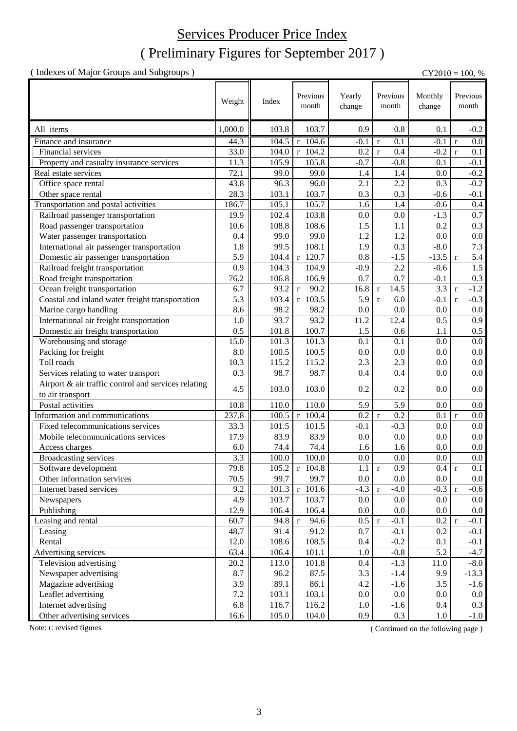# Services Producer Price Index

## ( Preliminary Figures for September 2017 )

( Indexes of Major Groups and Subgroups )

CY2010 = 100, %

| | Weight | Index | Previous month | Yearly change | Previous month | Monthly change | Previous month |
|---|---|---|---|---|---|---|---|
| All items | 1,000.0 | 103.8 | 103.7 | 0.9 | 0.8 | 0.1 | -0.2 |
| Finance and insurance | 44.3 | 104.5 | r 104.6 | -0.1 | r 0.1 | -0.1 | r 0.0 |
| Financial services | 33.0 | 104.0 | r 104.2 | 0.2 | r 0.4 | -0.2 | r 0.1 |
| Property and casualty insurance services | 11.3 | 105.9 | 105.8 | -0.7 | -0.8 | 0.1 | -0.1 |
| Real estate services | 72.1 | 99.0 | 99.0 | 1.4 | 1.4 | 0.0 | -0.2 |
| Office space rental | 43.8 | 96.3 | 96.0 | 2.1 | 2.2 | 0.3 | -0.2 |
| Other space rental | 28.3 | 103.1 | 103.7 | 0.3 | 0.3 | -0.6 | -0.1 |
| Transportation and postal activities | 186.7 | 105.1 | 105.7 | 1.6 | 1.4 | -0.6 | 0.4 |
| Railroad passenger transportation | 19.9 | 102.4 | 103.8 | 0.0 | 0.0 | -1.3 | 0.7 |
| Road passenger transportation | 10.6 | 108.8 | 108.6 | 1.5 | 1.1 | 0.2 | 0.3 |
| Water passenger transportation | 0.4 | 99.0 | 99.0 | 1.2 | 1.2 | 0.0 | 0.0 |
| International air passenger transportation | 1.8 | 99.5 | 108.1 | 1.9 | 0.3 | -8.0 | 7.3 |
| Domestic air passenger transportation | 5.9 | 104.4 | r 120.7 | 0.8 | -1.5 | -13.5 | r 5.4 |
| Railroad freight transportation | 0.9 | 104.3 | 104.9 | -0.9 | 2.2 | -0.6 | 1.5 |
| Road freight transportation | 76.2 | 106.8 | 106.9 | 0.7 | 0.7 | -0.1 | 0.3 |
| Ocean freight transportation | 6.7 | 93.2 | r 90.2 | 16.8 | r 14.5 | 3.3 | r -1.2 |
| Coastal and inland water freight transportation | 5.3 | 103.4 | r 103.5 | 5.9 | r 6.0 | -0.1 | r -0.3 |
| Marine cargo handling | 8.6 | 98.2 | 98.2 | 0.0 | 0.0 | 0.0 | 0.0 |
| International air freight transportation | 1.0 | 93.7 | 93.2 | 11.2 | 12.4 | 0.5 | 0.9 |
| Domestic air freight transportation | 0.5 | 101.8 | 100.7 | 1.5 | 0.6 | 1.1 | 0.5 |
| Warehousing and storage | 15.0 | 101.3 | 101.3 | 0.1 | 0.1 | 0.0 | 0.0 |
| Packing for freight | 8.0 | 100.5 | 100.5 | 0.0 | 0.0 | 0.0 | 0.0 |
| Toll roads | 10.3 | 115.2 | 115.2 | 2.3 | 2.3 | 0.0 | 0.0 |
| Services relating to water transport | 0.3 | 98.7 | 98.7 | 0.4 | 0.4 | 0.0 | 0.0 |
| Airport & air traffic control and services relating to air transport | 4.5 | 103.0 | 103.0 | 0.2 | 0.2 | 0.0 | 0.0 |
| Postal activities | 10.8 | 110.0 | 110.0 | 5.9 | 5.9 | 0.0 | 0.0 |
| Information and communications | 237.8 | 100.5 | r 100.4 | 0.2 | r 0.2 | 0.1 | r 0.0 |
| Fixed telecommunications services | 33.3 | 101.5 | 101.5 | -0.1 | -0.3 | 0.0 | 0.0 |
| Mobile telecommunications services | 17.9 | 83.9 | 83.9 | 0.0 | 0.0 | 0.0 | 0.0 |
| Access charges | 6.0 | 74.4 | 74.4 | 1.6 | 1.6 | 0.0 | 0.0 |
| Broadcasting services | 3.3 | 100.0 | 100.0 | 0.0 | 0.0 | 0.0 | 0.0 |
| Software development | 79.8 | 105.2 | r 104.8 | 1.1 | r 0.9 | 0.4 | r 0.1 |
| Other information services | 70.5 | 99.7 | 99.7 | 0.0 | 0.0 | 0.0 | 0.0 |
| Internet based services | 9.2 | 101.3 | r 101.6 | -4.3 | r -4.0 | -0.3 | r -0.6 |
| Newspapers | 4.9 | 103.7 | 103.7 | 0.0 | 0.0 | 0.0 | 0.0 |
| Publishing | 12.9 | 106.4 | 106.4 | 0.0 | 0.0 | 0.0 | 0.0 |
| Leasing and rental | 60.7 | 94.8 | r 94.6 | 0.5 | r -0.1 | 0.2 | r -0.1 |
| Leasing | 48.7 | 91.4 | 91.2 | 0.7 | -0.1 | 0.2 | -0.1 |
| Rental | 12.0 | 108.6 | 108.5 | 0.4 | -0.2 | 0.1 | -0.1 |
| Advertising services | 63.4 | 106.4 | 101.1 | 1.0 | -0.8 | 5.2 | -4.7 |
| Television advertising | 20.2 | 113.0 | 101.8 | 0.4 | -1.3 | 11.0 | -8.0 |
| Newspaper advertising | 8.7 | 96.2 | 87.5 | 3.3 | -1.4 | 9.9 | -13.3 |
| Magazine advertising | 3.9 | 89.1 | 86.1 | 4.2 | -1.6 | 3.5 | -1.6 |
| Leaflet advertising | 7.2 | 103.1 | 103.1 | 0.0 | 0.0 | 0.0 | 0.0 |
| Internet advertising | 6.8 | 116.7 | 116.2 | 1.0 | -1.6 | 0.4 | 0.3 |
| Other advertising services | 16.6 | 105.0 | 104.0 | 0.9 | 0.3 | 1.0 | -1.0 |

Note: r: revised figures

( Continued on the following page )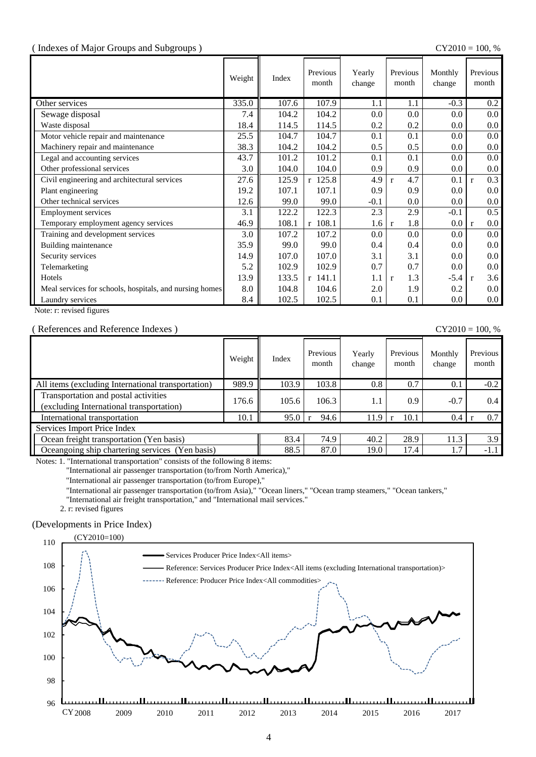( Indexes of Major Groups and Subgroups )

CY2010 = 100, %

| | Weight | Index | Previous month | Yearly change | Previous month | Monthly change | Previous month |
|---|---|---|---|---|---|---|---|
| Other services | 335.0 | 107.6 | 107.9 | 1.1 | 1.1 | -0.3 | 0.2 |
| Sewage disposal | 7.4 | 104.2 | 104.2 | 0.0 | 0.0 | 0.0 | 0.0 |
| Waste disposal | 18.4 | 114.5 | 114.5 | 0.2 | 0.2 | 0.0 | 0.0 |
| Motor vehicle repair and maintenance | 25.5 | 104.7 | 104.7 | 0.1 | 0.1 | 0.0 | 0.0 |
| Machinery repair and maintenance | 38.3 | 104.2 | 104.2 | 0.5 | 0.5 | 0.0 | 0.0 |
| Legal and accounting services | 43.7 | 101.2 | 101.2 | 0.1 | 0.1 | 0.0 | 0.0 |
| Other professional services | 3.0 | 104.0 | 104.0 | 0.9 | 0.9 | 0.0 | 0.0 |
| Civil engineering and architectural services | 27.6 | 125.9 | r 125.8 | 4.9 | r 4.7 | 0.1 | r 0.3 |
| Plant engineering | 19.2 | 107.1 | 107.1 | 0.9 | 0.9 | 0.0 | 0.0 |
| Other technical services | 12.6 | 99.0 | 99.0 | -0.1 | 0.0 | 0.0 | 0.0 |
| Employment services | 3.1 | 122.2 | 122.3 | 2.3 | 2.9 | -0.1 | 0.5 |
| Temporary employment agency services | 46.9 | 108.1 | r 108.1 | 1.6 | r 1.8 | 0.0 | r 0.0 |
| Training and development services | 3.0 | 107.2 | 107.2 | 0.0 | 0.0 | 0.0 | 0.0 |
| Building maintenance | 35.9 | 99.0 | 99.0 | 0.4 | 0.4 | 0.0 | 0.0 |
| Security services | 14.9 | 107.0 | 107.0 | 3.1 | 3.1 | 0.0 | 0.0 |
| Telemarketing | 5.2 | 102.9 | 102.9 | 0.7 | 0.7 | 0.0 | 0.0 |
| Hotels | 13.9 | 133.5 | r 141.1 | 1.1 | r 1.3 | -5.4 | r 3.6 |
| Meal services for schools, hospitals, and nursing homes | 8.0 | 104.8 | 104.6 | 2.0 | 1.9 | 0.2 | 0.0 |
| Laundry services | 8.4 | 102.5 | 102.5 | 0.1 | 0.1 | 0.0 | 0.0 |

Note: r: revised figures

( References and Reference Indexes )

CY2010 = 100, %

| | Weight | Index | Previous month | Yearly change | Previous month | Monthly change | Previous month |
|---|---|---|---|---|---|---|---|
| All items (excluding International transportation) | 989.9 | 103.9 | 103.8 | 0.8 | 0.7 | 0.1 | -0.2 |
| Transportation and postal activities (excluding International transportation) | 176.6 | 105.6 | 106.3 | 1.1 | 0.9 | -0.7 | 0.4 |
| International transportation | 10.1 | 95.0 | r 94.6 | 11.9 | r 10.1 | 0.4 | r 0.7 |
| Services Import Price Index | | | | | | | |
| Ocean freight transportation (Yen basis) | | 83.4 | 74.9 | 40.2 | 28.9 | 11.3 | 3.9 |
| Oceangoing ship chartering services (Yen basis) | | 88.5 | 87.0 | 19.0 | 17.4 | 1.7 | -1.1 |

Notes: 1. "International transportation" consists of the following 8 items:
"International air passenger transportation (to/from North America),"
"International air passenger transportation (to/from Europe),"
"International air passenger transportation (to/from Asia)," "Ocean liners," "Ocean tramp steamers," "Ocean tankers,"
"International air freight transportation," and "International mail services."
2. r: revised figures

(Developments in Price Index)

(CY2010=100)

Services Producer Price Index<All items>
Reference: Services Producer Price Index<All items (excluding International transportation)>
Reference: Producer Price Index<All commodities>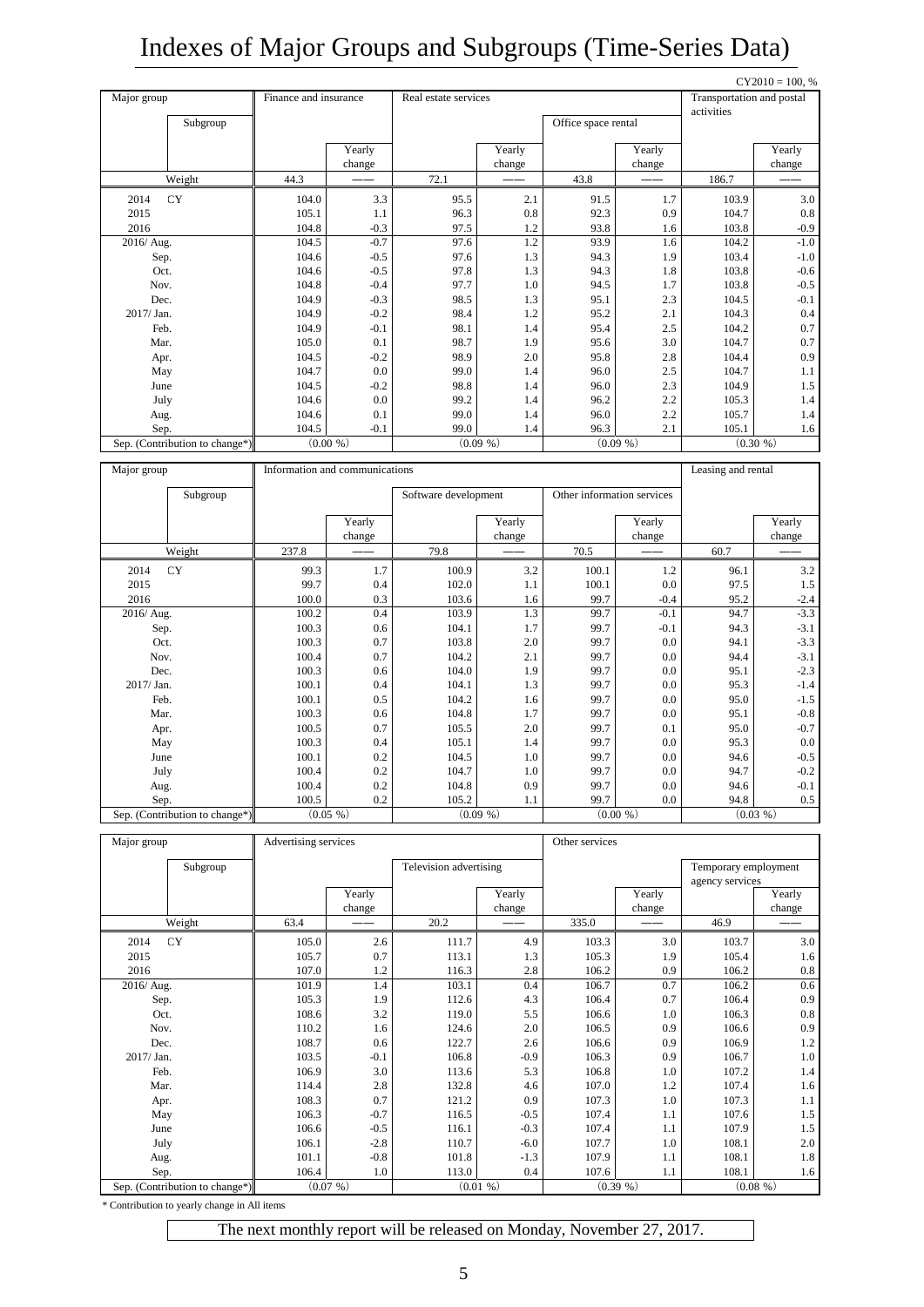# Indexes of Major Groups and Subgroups (Time-Series Data)

CY2010 = 100, %

| Major group | Finance and insurance | | Real estate services | | | | Transportation and postal activities | |
|---|---|---|---|---|---|---|---|---|
| Subgroup | | | | | Office space rental | | | |
| | | Yearly change | | Yearly change | | Yearly change | | Yearly change |
| Weight | 44.3 | —— | 72.1 | —— | 43.8 | —— | 186.7 | —— |
| 2014 CY | 104.0 | 3.3 | 95.5 | 2.1 | 91.5 | 1.7 | 103.9 | 3.0 |
| 2015 | 105.1 | 1.1 | 96.3 | 0.8 | 92.3 | 0.9 | 104.7 | 0.8 |
| 2016 | 104.8 | -0.3 | 97.5 | 1.2 | 93.8 | 1.6 | 103.8 | -0.9 |
| 2016/ Aug. | 104.5 | -0.7 | 97.6 | 1.2 | 93.9 | 1.6 | 104.2 | -1.0 |
| Sep. | 104.6 | -0.5 | 97.6 | 1.3 | 94.3 | 1.9 | 103.4 | -1.0 |
| Oct. | 104.6 | -0.5 | 97.8 | 1.3 | 94.3 | 1.8 | 103.8 | -0.6 |
| Nov. | 104.8 | -0.4 | 97.7 | 1.0 | 94.5 | 1.7 | 103.8 | -0.5 |
| Dec. | 104.9 | -0.3 | 98.5 | 1.3 | 95.1 | 2.3 | 104.5 | -0.1 |
| 2017/ Jan. | 104.9 | -0.2 | 98.4 | 1.2 | 95.2 | 2.1 | 104.3 | 0.4 |
| Feb. | 104.9 | -0.1 | 98.1 | 1.4 | 95.4 | 2.5 | 104.2 | 0.7 |
| Mar. | 105.0 | 0.1 | 98.7 | 1.9 | 95.6 | 3.0 | 104.7 | 0.7 |
| Apr. | 104.5 | -0.2 | 98.9 | 2.0 | 95.8 | 2.8 | 104.4 | 0.9 |
| May | 104.7 | 0.0 | 99.0 | 1.4 | 96.0 | 2.5 | 104.7 | 1.1 |
| June | 104.5 | -0.2 | 98.8 | 1.4 | 96.0 | 2.3 | 104.9 | 1.5 |
| July | 104.6 | 0.0 | 99.2 | 1.4 | 96.2 | 2.2 | 105.3 | 1.4 |
| Aug. | 104.6 | 0.1 | 99.0 | 1.4 | 96.0 | 2.2 | 105.7 | 1.4 |
| Sep. | 104.5 | -0.1 | 99.0 | 1.4 | 96.3 | 2.1 | 105.1 | 1.6 |
| Sep. (Contribution to change*) | (0.00 %) | | (0.09 %) | | (0.09 %) | | (0.30 %) | |

| Major group | Information and communications | | | | | | Leasing and rental | |
|---|---|---|---|---|---|---|---|---|
| Subgroup | | | Software development | | Other information services | | | |
| | | Yearly change | | Yearly change | | Yearly change | | Yearly change |
| Weight | 237.8 | —— | 79.8 | —— | 70.5 | —— | 60.7 | —— |
| 2014 CY | 99.3 | 1.7 | 100.9 | 3.2 | 100.1 | 1.2 | 96.1 | 3.2 |
| 2015 | 99.7 | 0.4 | 102.0 | 1.1 | 100.1 | 0.0 | 97.5 | 1.5 |
| 2016 | 100.0 | 0.3 | 103.6 | 1.6 | 99.7 | -0.4 | 95.2 | -2.4 |
| 2016/ Aug. | 100.2 | 0.4 | 103.9 | 1.3 | 99.7 | -0.1 | 94.7 | -3.3 |
| Sep. | 100.3 | 0.6 | 104.1 | 1.7 | 99.7 | -0.1 | 94.3 | -3.1 |
| Oct. | 100.3 | 0.7 | 103.8 | 2.0 | 99.7 | 0.0 | 94.1 | -3.3 |
| Nov. | 100.4 | 0.7 | 104.2 | 2.1 | 99.7 | 0.0 | 94.4 | -3.1 |
| Dec. | 100.3 | 0.6 | 104.0 | 1.9 | 99.7 | 0.0 | 95.1 | -2.3 |
| 2017/ Jan. | 100.1 | 0.4 | 104.1 | 1.3 | 99.7 | 0.0 | 95.3 | -1.4 |
| Feb. | 100.1 | 0.5 | 104.2 | 1.6 | 99.7 | 0.0 | 95.0 | -1.5 |
| Mar. | 100.3 | 0.6 | 104.8 | 1.7 | 99.7 | 0.0 | 95.1 | -0.8 |
| Apr. | 100.5 | 0.7 | 105.5 | 2.0 | 99.7 | 0.1 | 95.0 | -0.7 |
| May | 100.3 | 0.4 | 105.1 | 1.4 | 99.7 | 0.0 | 95.3 | 0.0 |
| June | 100.1 | 0.2 | 104.5 | 1.0 | 99.7 | 0.0 | 94.6 | -0.5 |
| July | 100.4 | 0.2 | 104.7 | 1.0 | 99.7 | 0.0 | 94.7 | -0.2 |
| Aug. | 100.4 | 0.2 | 104.8 | 0.9 | 99.7 | 0.0 | 94.6 | -0.1 |
| Sep. | 100.5 | 0.2 | 105.2 | 1.1 | 99.7 | 0.0 | 94.8 | 0.5 |
| Sep. (Contribution to change*) | (0.05 %) | | (0.09 %) | | (0.00 %) | | (0.03 %) | |

| Major group | Advertising services | | | | Other services | | | |
|---|---|---|---|---|---|---|---|---|
| Subgroup | | | Television advertising | | | | Temporary employment agency services | |
| | | Yearly change | | Yearly change | | Yearly change | | Yearly change |
| Weight | 63.4 | —— | 20.2 | —— | 335.0 | —— | 46.9 | —— |
| 2014 CY | 105.0 | 2.6 | 111.7 | 4.9 | 103.3 | 3.0 | 103.7 | 3.0 |
| 2015 | 105.7 | 0.7 | 113.1 | 1.3 | 105.3 | 1.9 | 105.4 | 1.6 |
| 2016 | 107.0 | 1.2 | 116.3 | 2.8 | 106.2 | 0.9 | 106.2 | 0.8 |
| 2016/ Aug. | 101.9 | 1.4 | 103.1 | 0.4 | 106.7 | 0.7 | 106.2 | 0.6 |
| Sep. | 105.3 | 1.9 | 112.6 | 4.3 | 106.4 | 0.7 | 106.4 | 0.9 |
| Oct. | 108.6 | 3.2 | 119.0 | 5.5 | 106.6 | 1.0 | 106.3 | 0.8 |
| Nov. | 110.2 | 1.6 | 124.6 | 2.0 | 106.5 | 0.9 | 106.6 | 0.9 |
| Dec. | 108.7 | 0.6 | 122.7 | 2.6 | 106.6 | 0.9 | 106.9 | 1.2 |
| 2017/ Jan. | 103.5 | -0.1 | 106.8 | -0.9 | 106.3 | 0.9 | 106.7 | 1.0 |
| Feb. | 106.9 | 3.0 | 113.6 | 5.3 | 106.8 | 1.0 | 107.2 | 1.4 |
| Mar. | 114.4 | 2.8 | 132.8 | 4.6 | 107.0 | 1.2 | 107.4 | 1.6 |
| Apr. | 108.3 | 0.7 | 121.2 | 0.9 | 107.3 | 1.0 | 107.3 | 1.1 |
| May | 106.3 | -0.7 | 116.5 | -0.5 | 107.4 | 1.1 | 107.6 | 1.5 |
| June | 106.6 | -0.5 | 116.1 | -0.3 | 107.4 | 1.1 | 107.9 | 1.5 |
| July | 106.1 | -2.8 | 110.7 | -6.0 | 107.7 | 1.0 | 108.1 | 2.0 |
| Aug. | 101.1 | -0.8 | 101.8 | -1.3 | 107.9 | 1.1 | 108.1 | 1.8 |
| Sep. | 106.4 | 1.0 | 113.0 | 0.4 | 107.6 | 1.1 | 108.1 | 1.6 |
| Sep. (Contribution to change*) | (0.07 %) | | (0.01 %) | | (0.39 %) | | (0.08 %) | |

* Contribution to yearly change in All items

The next monthly report will be released on Monday, November 27, 2017.